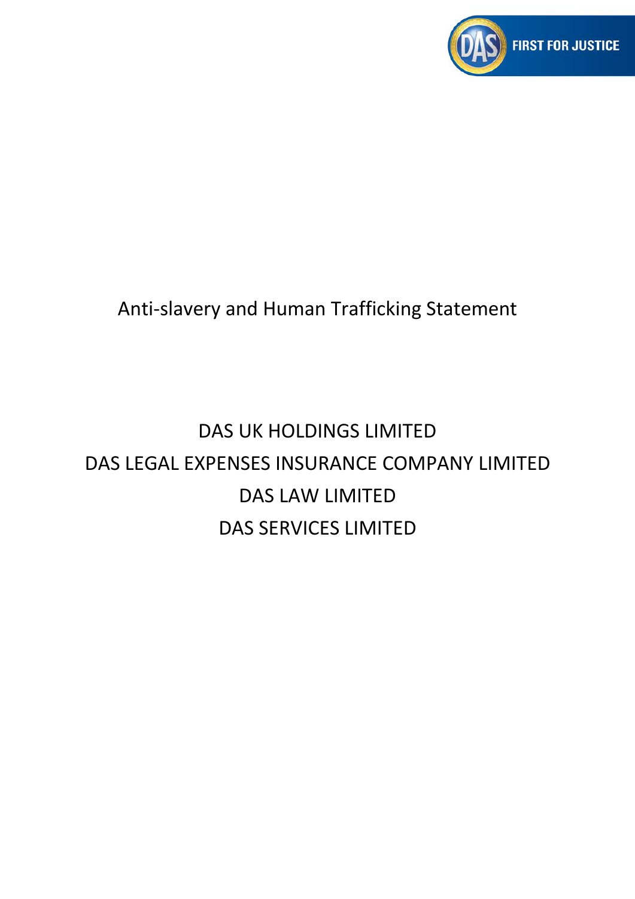# Anti-slavery and Human Trafficking Statement

DAS UK HOLDINGS LIMITED

DAS LEGAL EXPENSES INSURANCE COMPANY LIMITED

DAS LAW LIMITED

DAS SERVICES LIMITED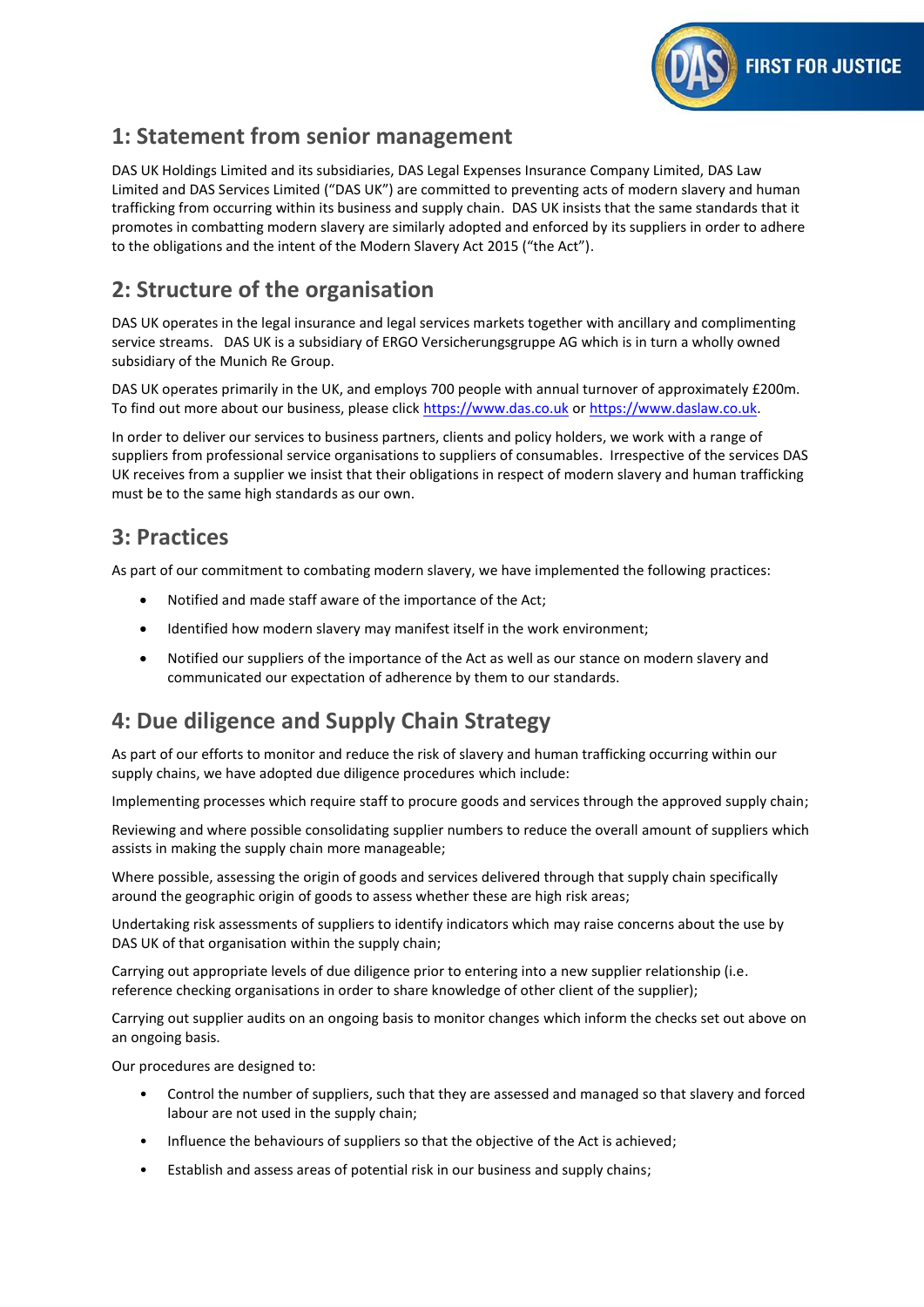## 1: Statement from senior management

DAS UK Holdings Limited and its subsidiaries, DAS Legal Expenses Insurance Company Limited, DAS Law Limited and DAS Services Limited ("DAS UK") are committed to preventing acts of modern slavery and human trafficking from occurring within its business and supply chain. DAS UK insists that the same standards that it promotes in combatting modern slavery are similarly adopted and enforced by its suppliers in order to adhere to the obligations and the intent of the Modern Slavery Act 2015 ("the Act").

## 2: Structure of the organisation

DAS UK operates in the legal insurance and legal services markets together with ancillary and complimenting service streams. DAS UK is a subsidiary of ERGO Versicherungsgruppe AG which is in turn a wholly owned subsidiary of the Munich Re Group.

DAS UK operates primarily in the UK, and employs 700 people with annual turnover of approximately £200m. To find out more about our business, please click https://www.das.co.uk or https://www.daslaw.co.uk.

In order to deliver our services to business partners, clients and policy holders, we work with a range of suppliers from professional service organisations to suppliers of consumables. Irrespective of the services DAS UK receives from a supplier we insist that their obligations in respect of modern slavery and human trafficking must be to the same high standards as our own.

## 3: Practices

As part of our commitment to combating modern slavery, we have implemented the following practices:

- Notified and made staff aware of the importance of the Act;
- Identified how modern slavery may manifest itself in the work environment;
- Notified our suppliers of the importance of the Act as well as our stance on modern slavery and communicated our expectation of adherence by them to our standards.

## 4: Due diligence and Supply Chain Strategy

As part of our efforts to monitor and reduce the risk of slavery and human trafficking occurring within our supply chains, we have adopted due diligence procedures which include:

Implementing processes which require staff to procure goods and services through the approved supply chain;

Reviewing and where possible consolidating supplier numbers to reduce the overall amount of suppliers which assists in making the supply chain more manageable;

Where possible, assessing the origin of goods and services delivered through that supply chain specifically around the geographic origin of goods to assess whether these are high risk areas;

Undertaking risk assessments of suppliers to identify indicators which may raise concerns about the use by DAS UK of that organisation within the supply chain;

Carrying out appropriate levels of due diligence prior to entering into a new supplier relationship (i.e. reference checking organisations in order to share knowledge of other client of the supplier);

Carrying out supplier audits on an ongoing basis to monitor changes which inform the checks set out above on an ongoing basis.

Our procedures are designed to:

- Control the number of suppliers, such that they are assessed and managed so that slavery and forced labour are not used in the supply chain;
- Influence the behaviours of suppliers so that the objective of the Act is achieved;
- Establish and assess areas of potential risk in our business and supply chains;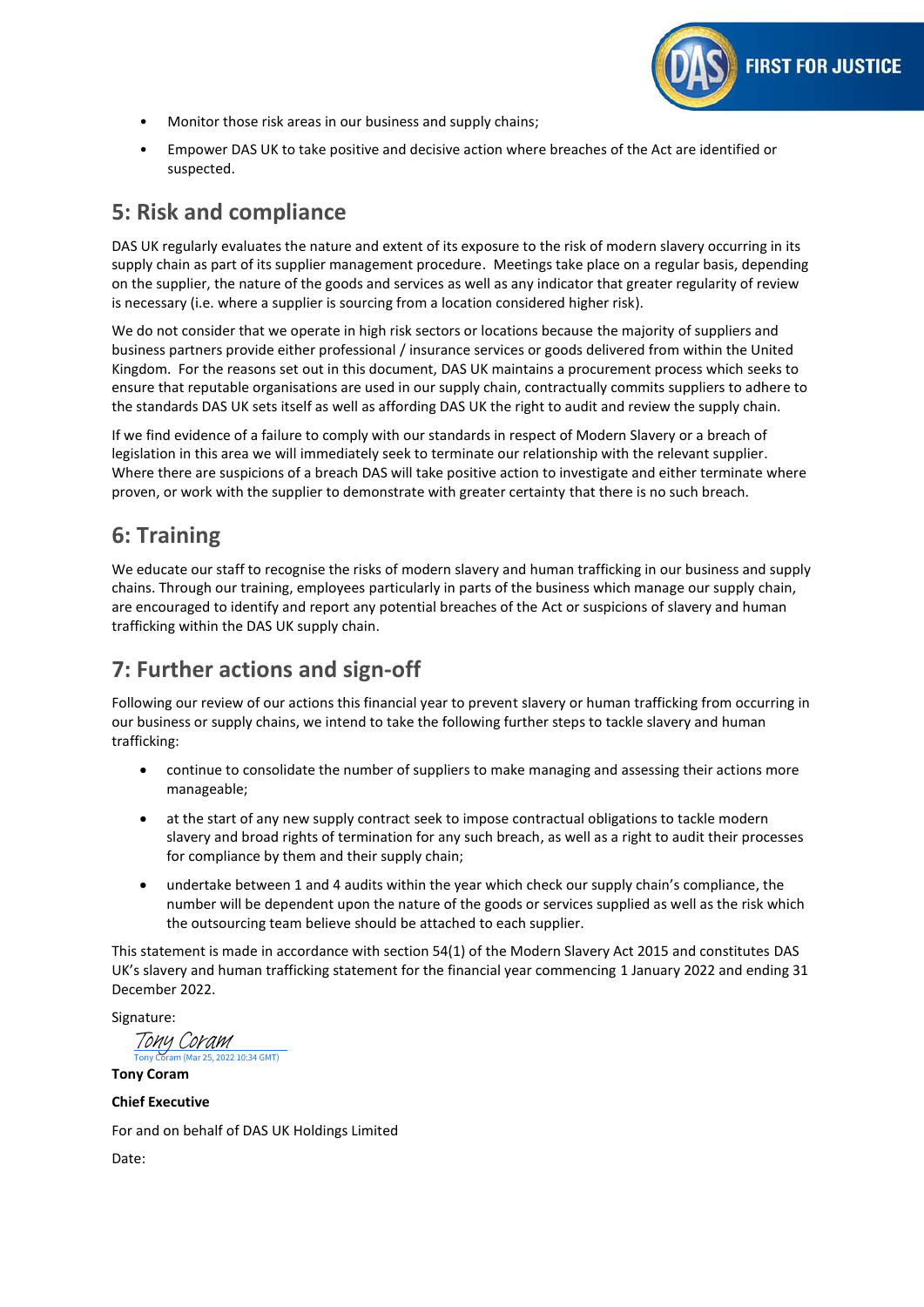- Monitor those risk areas in our business and supply chains;
- Empower DAS UK to take positive and decisive action where breaches of the Act are identified or suspected.

## 5: Risk and compliance

DAS UK regularly evaluates the nature and extent of its exposure to the risk of modern slavery occurring in its supply chain as part of its supplier management procedure. Meetings take place on a regular basis, depending on the supplier, the nature of the goods and services as well as any indicator that greater regularity of review is necessary (i.e. where a supplier is sourcing from a location considered higher risk).

We do not consider that we operate in high risk sectors or locations because the majority of suppliers and business partners provide either professional / insurance services or goods delivered from within the United Kingdom. For the reasons set out in this document, DAS UK maintains a procurement process which seeks to ensure that reputable organisations are used in our supply chain, contractually commits suppliers to adhere to the standards DAS UK sets itself as well as affording DAS UK the right to audit and review the supply chain.

If we find evidence of a failure to comply with our standards in respect of Modern Slavery or a breach of legislation in this area we will immediately seek to terminate our relationship with the relevant supplier. Where there are suspicions of a breach DAS will take positive action to investigate and either terminate where proven, or work with the supplier to demonstrate with greater certainty that there is no such breach.

## 6: Training

We educate our staff to recognise the risks of modern slavery and human trafficking in our business and supply chains. Through our training, employees particularly in parts of the business which manage our supply chain, are encouraged to identify and report any potential breaches of the Act or suspicions of slavery and human trafficking within the DAS UK supply chain.

## 7: Further actions and sign-off

Following our review of our actions this financial year to prevent slavery or human trafficking from occurring in our business or supply chains, we intend to take the following further steps to tackle slavery and human trafficking:

- continue to consolidate the number of suppliers to make managing and assessing their actions more manageable;
- at the start of any new supply contract seek to impose contractual obligations to tackle modern slavery and broad rights of termination for any such breach, as well as a right to audit their processes for compliance by them and their supply chain;
- undertake between 1 and 4 audits within the year which check our supply chain's compliance, the number will be dependent upon the nature of the goods or services supplied as well as the risk which the outsourcing team believe should be attached to each supplier.

This statement is made in accordance with section 54(1) of the Modern Slavery Act 2015 and constitutes DAS UK's slavery and human trafficking statement for the financial year commencing 1 January 2022 and ending 31 December 2022.

Signature:

*Tony Coram*
Tony Coram (Mar 25, 2022 10:34 GMT)

**Tony Coram**

**Chief Executive**

For and on behalf of DAS UK Holdings Limited

Date: